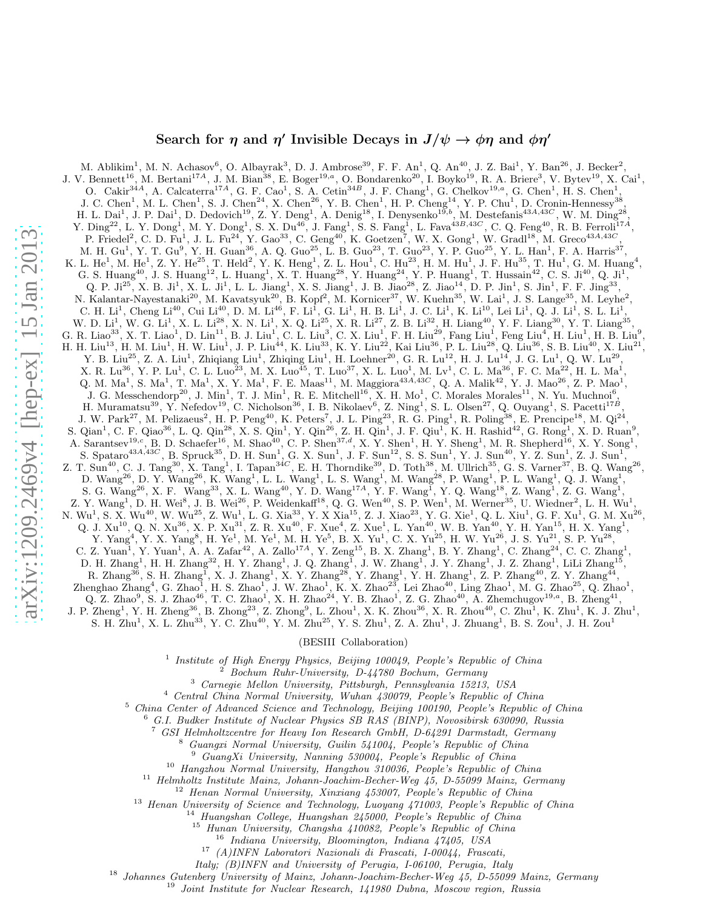# Search for $\eta$ and $\eta'$ Invisible Decays in $J/\psi \to \phi\eta$ and $\phi\eta'$

M. Ablikim[1], M. N. Achasov[6], O. Albayrak[3], D. J. Ambrose[39], F. F. An[1], Q. An[40], J. Z. Bai[1], Y. Ban[26], J. Becker[2], J. V. Bennett[16], M. Bertani[17A], J. M. Bian[38], E. Boger[19,a], O. Bondarenko[20], I. Boyko[19], R. A. Briere[3], V. Bytev[19], X. Cai[1], O. Cakir[34A], A. Calcaterra[17A], G. F. Cao[1], S. A. Cetin[34B], J. F. Chang[1], G. Chelkov[19,a], G. Chen[1], H. S. Chen[1], J. C. Chen[1], M. L. Chen[1], S. J. Chen[24], X. Chen[26], Y. B. Chen[1], H. P. Cheng[14], Y. P. Chu[1], D. Cronin-Hennessy[38], H. L. Dai[1], J. P. Dai[1], D. Dedovich[19], Z. Y. Deng[1], A. Denig[18], I. Denysenko[19,b], M. Destefanis[43A,43C], W. M. Ding[28], Y. Ding[22], L. Y. Dong[1], M. Y. Dong[1], S. X. Du[46], J. Fang[1], S. S. Fang[1], L. Fava[43B,43C], C. Q. Feng[40], R. B. Ferroli[17A], P. Friedel[2], C. D. Fu[1], J. L. Fu[24], Y. Gao[33], C. Geng[40], K. Goetzen[7], W. X. Gong[1], W. Gradl[18], M. Greco[43A,43C], M. H. Gu[1], Y. T. Gu[9], Y. H. Guan[36], A. Q. Guo[25], L. B. Guo[23], T. Guo[23], Y. P. Guo[25], Y. L. Han[1], F. A. Harris[37], K. L. He[1], M. He[1], Z. Y. He[25], T. Held[2], Y. K. Heng[1], Z. L. Hou[1], C. Hu[23], H. M. Hu[1], J. F. Hu[35], T. Hu[1], G. M. Huang[4], G. S. Huang[40], J. S. Huang[12], L. Huang[1], X. T. Huang[28], Y. Huang[24], Y. P. Huang[1], T. Hussain[42], C. S. Ji[40], Q. Ji[1], Q. P. Ji[25], X. B. Ji[1], X. L. Ji[1], L. L. Jiang[1], X. S. Jiang[1], J. B. Jiao[28], Z. Jiao[14], D. P. Jin[1], S. Jin[1], F. F. Jing[33], N. Kalantar-Nayestanaki[20], M. Kavatsyuk[20], B. Kopf[2], M. Kornicer[37], W. Kuehn[35], W. Lai[1], J. S. Lange[35], M. Leyhe[2], C. H. Li[1], Cheng Li[40], Cui Li[40], D. M. Li[46], F. Li[1], G. Li[1], H. B. Li[1], J. C. Li[1], K. Li[10], Lei Li[1], Q. J. Li[1], S. L. Li[1], W. D. Li[1], W. G. Li[1], X. L. Li[28], X. N. Li[1], X. Q. Li[25], X. R. Li[27], Z. B. Li[32], H. Liang[40], Y. F. Liang[30], Y. T. Liang[35], G. R. Liao[33], X. T. Liao[1], D. Lin[11], B. J. Liu[1], C. L. Liu[3], C. X. Liu[1], F. H. Liu[29], Fang Liu[1], Feng Liu[4], H. Liu[1], H. B. Liu[9], H. H. Liu[13], H. M. Liu[1], H. W. Liu[1], J. P. Liu[44], K. Liu[33], K. Y. Liu[22], Kai Liu[36], P. L. Liu[28], Q. Liu[36], S. B. Liu[40], X. Liu[21], Y. B. Liu[25], Z. A. Liu[1], Zhiqiang Liu[1], Zhiqing Liu[1], H. Loehner[20], G. R. Lu[12], H. J. Lu[14], J. G. Lu[1], Q. W. Lu[29], X. R. Lu[36], Y. P. Lu[1], C. L. Luo[23], M. X. Luo[45], T. Luo[37], X. L. Luo[1], M. Lv[1], C. L. Ma[36], F. C. Ma[22], H. L. Ma[1], Q. M. Ma[1], S. Ma[1], T. Ma[1], X. Y. Ma[1], F. E. Maas[11], M. Maggiora[43A,43C], Q. A. Malik[42], Y. J. Mao[26], Z. P. Mao[1], J. G. Messchendorp[20], J. Min[1], T. J. Min[1], R. E. Mitchell[16], X. H. Mo[1], C. Morales Morales[11], N. Yu. Muchnoi[6], H. Muramatsu[39], Y. Nefedov[19], C. Nicholson[36], I. B. Nikolaev[6], Z. Ning[1], S. L. Olsen[27], Q. Ouyang[1], S. Pacetti[17B], J. W. Park[27], M. Pelizaeus[2], H. P. Peng[40], K. Peters[7], J. L. Ping[23], R. G. Ping[1], R. Poling[38], E. Prencipe[18], M. Qi[24], S. Qian[1], C. F. Qiao[36], L. Q. Qin[28], X. S. Qin[1], Y. Qin[26], Z. H. Qin[1], J. F. Qiu[1], K. H. Rashid[42], G. Rong[1], X. D. Ruan[9], A. Sarantsev[19,c], B. D. Schaefer[16], M. Shao[40], C. P. Shen[37,d], X. Y. Shen[1], H. Y. Sheng[1], M. R. Shepherd[16], X. Y. Song[1], S. Spataro[43A,43C], B. Spruck[35], D. H. Sun[1], G. X. Sun[1], J. F. Sun[12], S. S. Sun[1], Y. J. Sun[40], Y. Z. Sun[1], Z. J. Sun[1], Z. T. Sun[40], C. J. Tang[30], X. Tang[1], I. Tapan[34C], E. H. Thorndike[39], D. Toth[38], M. Ullrich[35], G. S. Varner[37], B. Q. Wang[26], D. Wang[26], D. Y. Wang[26], K. Wang[1], L. L. Wang[1], L. S. Wang[1], M. Wang[28], P. Wang[1], P. L. Wang[1], Q. J. Wang[1], S. G. Wang[26], X. F. Wang[33], X. L. Wang[40], Y. D. Wang[17A], Y. F. Wang[1], Y. Q. Wang[18], Z. Wang[1], Z. G. Wang[1], Z. Y. Wang[1], D. H. Wei[8], J. B. Wei[26], P. Weidenkaff[18], Q. G. Wen[40], S. P. Wen[1], M. Werner[35], U. Wiedner[2], L. H. Wu[1], N. Wu[1], S. X. Wu[40], W. Wu[25], Z. Wu[1], L. G. Xia[33], Y. X Xia[15], Z. J. Xiao[23], Y. G. Xie[1], Q. L. Xiu[1], G. F. Xu[1], G. M. Xu[26], Q. J. Xu[10], Q. N. Xu[36], X. P. Xu[31], Z. R. Xu[40], F. Xue[4], Z. Xue[1], L. Yan[40], W. B. Yan[40], Y. H. Yan[15], H. X. Yang[1], Y. Yang[4], Y. X. Yang[8], H. Ye[1], M. Ye[1], M. H. Ye[5], B. X. Yu[1], C. X. Yu[25], H. W. Yu[26], J. S. Yu[21], S. P. Yu[28], C. Z. Yuan[1], Y. Yuan[1], A. A. Zafar[42], A. Zallo[17A], Y. Zeng[15], B. X. Zhang[1], B. Y. Zhang[1], C. Zhang[24], C. C. Zhang[1], D. H. Zhang[1], H. H. Zhang[32], H. Y. Zhang[1], J. Q. Zhang[1], J. W. Zhang[1], J. Y. Zhang[1], J. Z. Zhang[1], LiLi Zhang[15], R. Zhang[36], S. H. Zhang[1], X. J. Zhang[1], X. Y. Zhang[28], Y. Zhang[1], Y. H. Zhang[1], Z. P. Zhang[40], Z. Y. Zhang[44], Zhenghao Zhang[4], G. Zhao[1], H. S. Zhao[1], J. W. Zhao[1], K. X. Zhao[23], Lei Zhao[40], Ling Zhao[1], M. G. Zhao[25], Q. Zhao[1], Q. Z. Zhao[9], S. J. Zhao[46], T. C. Zhao[1], X. H. Zhao[24], Y. B. Zhao[1], Z. G. Zhao[40], A. Zhemchugov[19,a], B. Zheng[41], J. P. Zheng[1], Y. H. Zheng[36], B. Zhong[23], Z. Zhong[9], L. Zhou[1], X. K. Zhou[36], X. R. Zhou[40], C. Zhu[1], K. Zhu[1], K. J. Zhu[1], S. H. Zhu[1], X. L. Zhu[33], Y. C. Zhu[40], Y. M. Zhu[25], Y. S. Zhu[1], Z. A. Zhu[1], J. Zhuang[1], B. S. Zou[1], J. H. Zou[1]

(BESIII Collaboration)

[1] *Institute of High Energy Physics, Beijing 100049, People's Republic of China*
[2] *Bochum Ruhr-University, D-44780 Bochum, Germany*
[3] *Carnegie Mellon University, Pittsburgh, Pennsylvania 15213, USA*
[4] *Central China Normal University, Wuhan 430079, People's Republic of China*
[5] *China Center of Advanced Science and Technology, Beijing 100190, People's Republic of China*
[6] *G.I. Budker Institute of Nuclear Physics SB RAS (BINP), Novosibirsk 630090, Russia*
[7] *GSI Helmholtzcentre for Heavy Ion Research GmbH, D-64291 Darmstadt, Germany*
[8] *Guangxi Normal University, Guilin 541004, People's Republic of China*
[9] *GuangXi University, Nanning 530004, People's Republic of China*
[10] *Hangzhou Normal University, Hangzhou 310036, People's Republic of China*
[11] *Helmholtz Institute Mainz, Johann-Joachim-Becher-Weg 45, D-55099 Mainz, Germany*
[12] *Henan Normal University, Xinxiang 453007, People's Republic of China*
[13] *Henan University of Science and Technology, Luoyang 471003, People's Republic of China*
[14] *Huangshan College, Huangshan 245000, People's Republic of China*
[15] *Hunan University, Changsha 410082, People's Republic of China*
[16] *Indiana University, Bloomington, Indiana 47405, USA*
[17] *(A)INFN Laboratori Nazionali di Frascati, I-00044, Frascati, Italy; (B)INFN and University of Perugia, I-06100, Perugia, Italy*
[18] *Johannes Gutenberg University of Mainz, Johann-Joachim-Becher-Weg 45, D-55099 Mainz, Germany*
[19] *Joint Institute for Nuclear Research, 141980 Dubna, Moscow region, Russia*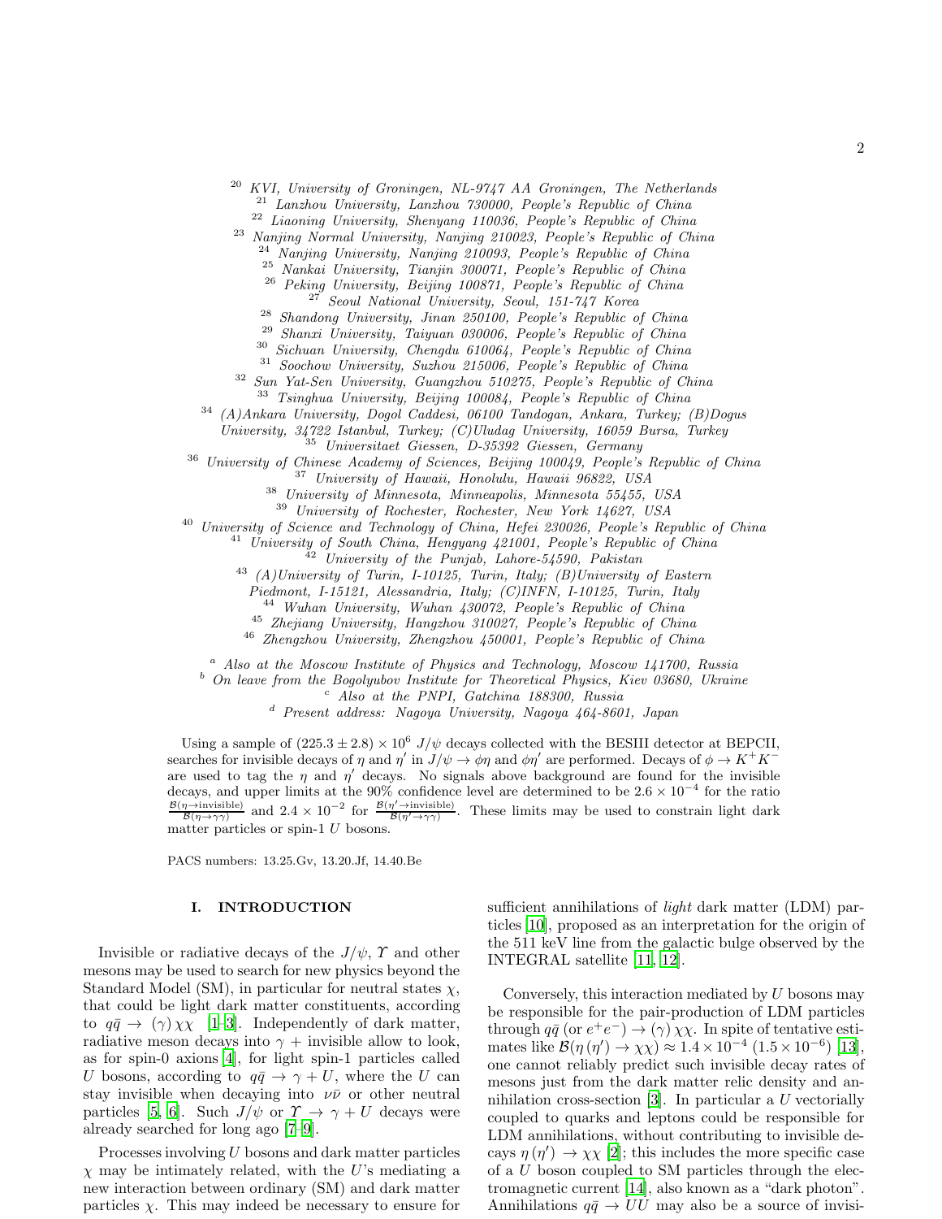[20] KVI, University of Groningen, NL-9747 AA Groningen, The Netherlands
[21] Lanzhou University, Lanzhou 730000, People's Republic of China
[22] Liaoning University, Shenyang 110036, People's Republic of China
[23] Nanjing Normal University, Nanjing 210023, People's Republic of China
[24] Nanjing University, Nanjing 210093, People's Republic of China
[25] Nankai University, Tianjin 300071, People's Republic of China
[26] Peking University, Beijing 100871, People's Republic of China
[27] Seoul National University, Seoul, 151-747 Korea
[28] Shandong University, Jinan 250100, People's Republic of China
[29] Shanxi University, Taiyuan 030006, People's Republic of China
[30] Sichuan University, Chengdu 610064, People's Republic of China
[31] Soochow University, Suzhou 215006, People's Republic of China
[32] Sun Yat-Sen University, Guangzhou 510275, People's Republic of China
[33] Tsinghua University, Beijing 100084, People's Republic of China
[34] (A)Ankara University, Dogol Caddesi, 06100 Tandogan, Ankara, Turkey; (B)Dogus University, 34722 Istanbul, Turkey; (C)Uludag University, 16059 Bursa, Turkey
[35] Universitaet Giessen, D-35392 Giessen, Germany
[36] University of Chinese Academy of Sciences, Beijing 100049, People's Republic of China
[37] University of Hawaii, Honolulu, Hawaii 96822, USA
[38] University of Minnesota, Minneapolis, Minnesota 55455, USA
[39] University of Rochester, Rochester, New York 14627, USA
[40] University of Science and Technology of China, Hefei 230026, People's Republic of China
[41] University of South China, Hengyang 421001, People's Republic of China
[42] University of the Punjab, Lahore-54590, Pakistan
[43] (A)University of Turin, I-10125, Turin, Italy; (B)University of Eastern Piedmont, I-15121, Alessandria, Italy; (C)INFN, I-10125, Turin, Italy
[44] Wuhan University, Wuhan 430072, People's Republic of China
[45] Zhejiang University, Hangzhou 310027, People's Republic of China
[46] Zhengzhou University, Zhengzhou 450001, People's Republic of China

[a] Also at the Moscow Institute of Physics and Technology, Moscow 141700, Russia
[b] On leave from the Bogolyubov Institute for Theoretical Physics, Kiev 03680, Ukraine
[c] Also at the PNPI, Gatchina 188300, Russia
[d] Present address: Nagoya University, Nagoya 464-8601, Japan

Using a sample of $(225.3 \pm 2.8) \times 10^6$ $J/\psi$ decays collected with the BESIII detector at BEPCII, searches for invisible decays of $\eta$ and $\eta'$ in $J/\psi \to \phi\eta$ and $\phi\eta'$ are performed. Decays of $\phi \to K^+K^-$ are used to tag the $\eta$ and $\eta'$ decays. No signals above background are found for the invisible decays, and upper limits at the 90% confidence level are determined to be $2.6 \times 10^{-4}$ for the ratio $\frac{\mathcal{B}(\eta\to\text{invisible})}{\mathcal{B}(\eta\to\gamma\gamma)}$ and $2.4 \times 10^{-2}$ for $\frac{\mathcal{B}(\eta'\to\text{invisible})}{\mathcal{B}(\eta'\to\gamma\gamma)}$. These limits may be used to constrain light dark matter particles or spin-1 $U$ bosons.

PACS numbers: 13.25.Gv, 13.20.Jf, 14.40.Be

## I. INTRODUCTION

Invisible or radiative decays of the $J/\psi$, $\Upsilon$ and other mesons may be used to search for new physics beyond the Standard Model (SM), in particular for neutral states $\chi$, that could be light dark matter constituents, according to $q\bar{q} \to (\gamma)\,\chi\chi$ [1–3]. Independently of dark matter, radiative meson decays into $\gamma$ + invisible allow to look, as for spin-0 axions [4], for light spin-1 particles called $U$ bosons, according to $q\bar{q} \to \gamma + U$, where the $U$ can stay invisible when decaying into $\nu\bar{\nu}$ or other neutral particles [5, 6]. Such $J/\psi$ or $\Upsilon \to \gamma + U$ decays were already searched for long ago [7–9].

Processes involving $U$ bosons and dark matter particles $\chi$ may be intimately related, with the $U$'s mediating a new interaction between ordinary (SM) and dark matter particles $\chi$. This may indeed be necessary to ensure for sufficient annihilations of *light* dark matter (LDM) particles [10], proposed as an interpretation for the origin of the 511 keV line from the galactic bulge observed by the INTEGRAL satellite [11, 12].

Conversely, this interaction mediated by $U$ bosons may be responsible for the pair-production of LDM particles through $q\bar{q}$ (or $e^+e^-$) $\to (\gamma)\,\chi\chi$. In spite of tentative estimates like $\mathcal{B}(\eta\,(\eta') \to \chi\chi) \approx 1.4 \times 10^{-4}$ $(1.5 \times 10^{-6})$ [13], one cannot reliably predict such invisible decay rates of mesons just from the dark matter relic density and annihilation cross-section [3]. In particular a $U$ vectorially coupled to quarks and leptons could be responsible for LDM annihilations, without contributing to invisible decays $\eta\,(\eta') \to \chi\chi$ [2]; this includes the more specific case of a $U$ boson coupled to SM particles through the electromagnetic current [14], also known as a "dark photon". Annihilations $q\bar{q} \to UU$ may also be a source of invisi-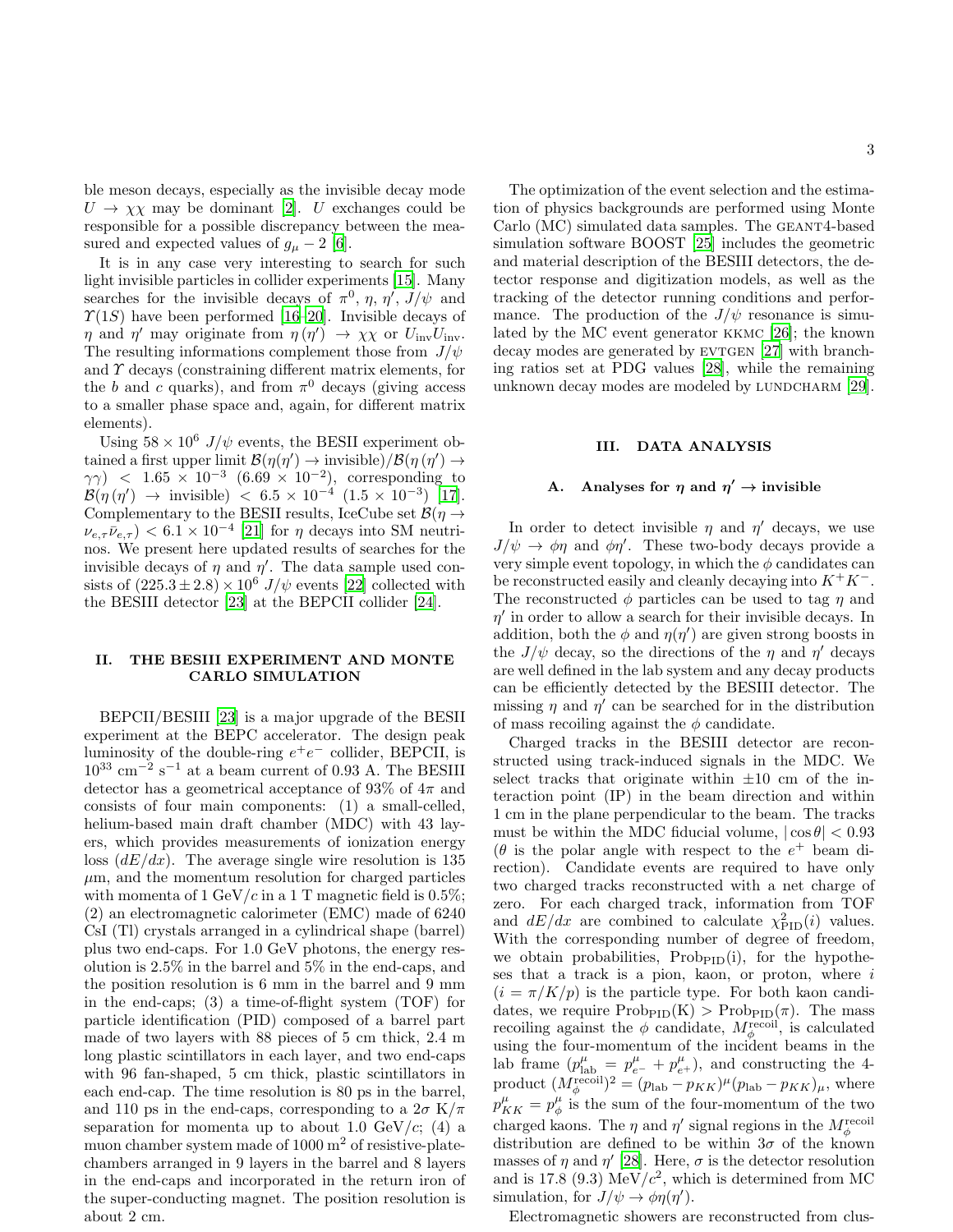ble meson decays, especially as the invisible decay mode $U \to \chi\chi$ may be dominant [2]. $U$ exchanges could be responsible for a possible discrepancy between the measured and expected values of $g_\mu - 2$ [6].

It is in any case very interesting to search for such light invisible particles in collider experiments [15]. Many searches for the invisible decays of $\pi^0$, $\eta$, $\eta'$, $J/\psi$ and $\Upsilon(1S)$ have been performed [16–20]. Invisible decays of $\eta$ and $\eta'$ may originate from $\eta\,(\eta') \to \chi\chi$ or $U_{\rm inv}U_{\rm inv}$. The resulting informations complement those from $J/\psi$ and $\Upsilon$ decays (constraining different matrix elements, for the $b$ and $c$ quarks), and from $\pi^0$ decays (giving access to a smaller phase space and, again, for different matrix elements).

Using $58 \times 10^6$ $J/\psi$ events, the BESII experiment obtained a first upper limit $\mathcal{B}(\eta(\eta') \to \text{invisible})/\mathcal{B}(\eta\,(\eta') \to \gamma\gamma) < 1.65 \times 10^{-3}$ $(6.69 \times 10^{-2})$, corresponding to $\mathcal{B}(\eta\,(\eta') \to \text{invisible}) < 6.5 \times 10^{-4}$ $(1.5 \times 10^{-3})$ [17]. Complementary to the BESII results, IceCube set $\mathcal{B}(\eta \to \nu_{e,\tau}\bar{\nu}_{e,\tau}) < 6.1 \times 10^{-4}$ [21] for $\eta$ decays into SM neutrinos. We present here updated results of searches for the invisible decays of $\eta$ and $\eta'$. The data sample used consists of $(225.3 \pm 2.8) \times 10^6$ $J/\psi$ events [22] collected with the BESIII detector [23] at the BEPCII collider [24].

## II. THE BESIII EXPERIMENT AND MONTE CARLO SIMULATION

BEPCII/BESIII [23] is a major upgrade of the BESII experiment at the BEPC accelerator. The design peak luminosity of the double-ring $e^+e^-$ collider, BEPCII, is $10^{33}$ cm$^{-2}$ s$^{-1}$ at a beam current of 0.93 A. The BESIII detector has a geometrical acceptance of 93% of $4\pi$ and consists of four main components: (1) a small-celled, helium-based main draft chamber (MDC) with 43 layers, which provides measurements of ionization energy loss ($dE/dx$). The average single wire resolution is 135 $\mu$m, and the momentum resolution for charged particles with momenta of 1 GeV/$c$ in a 1 T magnetic field is 0.5%; (2) an electromagnetic calorimeter (EMC) made of 6240 CsI (Tl) crystals arranged in a cylindrical shape (barrel) plus two end-caps. For 1.0 GeV photons, the energy resolution is 2.5% in the barrel and 5% in the end-caps, and the position resolution is 6 mm in the barrel and 9 mm in the end-caps; (3) a time-of-flight system (TOF) for particle identification (PID) composed of a barrel part made of two layers with 88 pieces of 5 cm thick, 2.4 m long plastic scintillators in each layer, and two end-caps with 96 fan-shaped, 5 cm thick, plastic scintillators in each end-cap. The time resolution is 80 ps in the barrel, and 110 ps in the end-caps, corresponding to a $2\sigma$ K/$\pi$ separation for momenta up to about 1.0 GeV/$c$; (4) a muon chamber system made of 1000 m$^2$ of resistive-plate-chambers arranged in 9 layers in the barrel and 8 layers in the end-caps and incorporated in the return iron of the super-conducting magnet. The position resolution is about 2 cm.

The optimization of the event selection and the estimation of physics backgrounds are performed using Monte Carlo (MC) simulated data samples. The GEANT4-based simulation software BOOST [25] includes the geometric and material description of the BESIII detectors, the detector response and digitization models, as well as the tracking of the detector running conditions and performance. The production of the $J/\psi$ resonance is simulated by the MC event generator KKMC [26]; the known decay modes are generated by EVTGEN [27] with branching ratios set at PDG values [28], while the remaining unknown decay modes are modeled by LUNDCHARM [29].

## III. DATA ANALYSIS

### A. Analyses for $\eta$ and $\eta' \to$ invisible

In order to detect invisible $\eta$ and $\eta'$ decays, we use $J/\psi \to \phi\eta$ and $\phi\eta'$. These two-body decays provide a very simple event topology, in which the $\phi$ candidates can be reconstructed easily and cleanly decaying into $K^+K^-$. The reconstructed $\phi$ particles can be used to tag $\eta$ and $\eta'$ in order to allow a search for their invisible decays. In addition, both the $\phi$ and $\eta(\eta')$ are given strong boosts in the $J/\psi$ decay, so the directions of the $\eta$ and $\eta'$ decays are well defined in the lab system and any decay products can be efficiently detected by the BESIII detector. The missing $\eta$ and $\eta'$ can be searched for in the distribution of mass recoiling against the $\phi$ candidate.

Charged tracks in the BESIII detector are reconstructed using track-induced signals in the MDC. We select tracks that originate within $\pm 10$ cm of the interaction point (IP) in the beam direction and within 1 cm in the plane perpendicular to the beam. The tracks must be within the MDC fiducial volume, $|\cos\theta| < 0.93$ ($\theta$ is the polar angle with respect to the $e^+$ beam direction). Candidate events are required to have only two charged tracks reconstructed with a net charge of zero. For each charged track, information from TOF and $dE/dx$ are combined to calculate $\chi^2_{\rm PID}(i)$ values. With the corresponding number of degree of freedom, we obtain probabilities, $\text{Prob}_{\rm PID}(\text{i})$, for the hypotheses that a track is a pion, kaon, or proton, where $i$ ($i = \pi/K/p$) is the particle type. For both kaon candidates, we require $\text{Prob}_{\rm PID}(\text{K}) > \text{Prob}_{\rm PID}(\pi)$. The mass recoiling against the $\phi$ candidate, $M_\phi^{\rm recoil}$, is calculated using the four-momentum of the incident beams in the lab frame ($p^\mu_{\rm lab} = p^\mu_{e^-} + p^\mu_{e^+}$), and constructing the 4-product $(M_\phi^{\rm recoil})^2 = (p_{\rm lab} - p_{KK})^\mu (p_{\rm lab} - p_{KK})_\mu$, where $p^\mu_{KK} = p^\mu_\phi$ is the sum of the four-momentum of the two charged kaons. The $\eta$ and $\eta'$ signal regions in the $M_\phi^{\rm recoil}$ distribution are defined to be within $3\sigma$ of the known masses of $\eta$ and $\eta'$ [28]. Here, $\sigma$ is the detector resolution and is 17.8 (9.3) MeV/$c^2$, which is determined from MC simulation, for $J/\psi \to \phi\eta(\eta')$.

Electromagnetic showers are reconstructed from clus-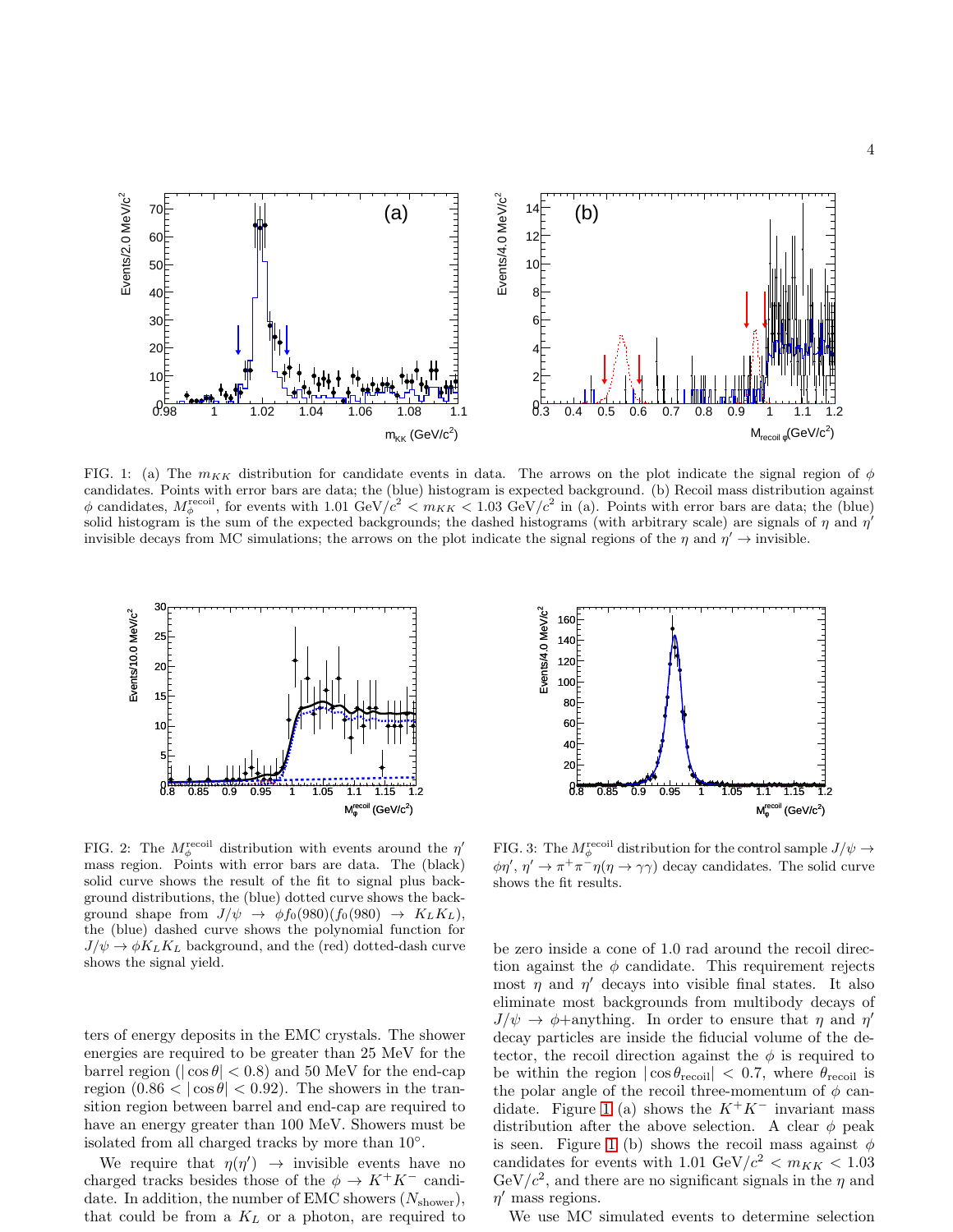FIG. 1: (a) The $m_{KK}$ distribution for candidate events in data. The arrows on the plot indicate the signal region of $\phi$ candidates. Points with error bars are data; the (blue) histogram is expected background. (b) Recoil mass distribution against $\phi$ candidates, $M_{\phi}^{\rm recoil}$, for events with 1.01 GeV/$c^2$ < $m_{KK}$ < 1.03 GeV/$c^2$ in (a). Points with error bars are data; the (blue) solid histogram is the sum of the expected backgrounds; the dashed histograms (with arbitrary scale) are signals of $\eta$ and $\eta'$ invisible decays from MC simulations; the arrows on the plot indicate the signal regions of the $\eta$ and $\eta' \to$ invisible.

FIG. 2: The $M_{\phi}^{\rm recoil}$ distribution with events around the $\eta'$ mass region. Points with error bars are data. The (black) solid curve shows the result of the fit to signal plus background distributions, the (blue) dotted curve shows the background shape from $J/\psi \to \phi f_0(980)(f_0(980) \to K_L K_L)$, the (blue) dashed curve shows the polynomial function for $J/\psi \to \phi K_L K_L$ background, and the (red) dotted-dash curve shows the signal yield.

FIG. 3: The $M_{\phi}^{\rm recoil}$ distribution for the control sample $J/\psi \to \phi\eta'$, $\eta' \to \pi^+\pi^-\eta(\eta \to \gamma\gamma)$ decay candidates. The solid curve shows the fit results.

ters of energy deposits in the EMC crystals. The shower energies are required to be greater than 25 MeV for the barrel region ($|\cos\theta| < 0.8$) and 50 MeV for the end-cap region ($0.86 < |\cos\theta| < 0.92$). The showers in the transition region between barrel and end-cap are required to have an energy greater than 100 MeV. Showers must be isolated from all charged tracks by more than 10°.

We require that $\eta(\eta') \to$ invisible events have no charged tracks besides those of the $\phi \to K^+K^-$ candidate. In addition, the number of EMC showers ($N_{\rm shower}$), that could be from a $K_L$ or a photon, are required to be zero inside a cone of 1.0 rad around the recoil direction against the $\phi$ candidate. This requirement rejects most $\eta$ and $\eta'$ decays into visible final states. It also eliminate most backgrounds from multibody decays of $J/\psi \to \phi$+anything. In order to ensure that $\eta$ and $\eta'$ decay particles are inside the fiducial volume of the detector, the recoil direction against the $\phi$ is required to be within the region $|\cos\theta_{\rm recoil}| < 0.7$, where $\theta_{\rm recoil}$ is the polar angle of the recoil three-momentum of $\phi$ candidate. Figure 1 (a) shows the $K^+K^-$ invariant mass distribution after the above selection. A clear $\phi$ peak is seen. Figure 1 (b) shows the recoil mass against $\phi$ candidates for events with 1.01 GeV/$c^2$ < $m_{KK}$ < 1.03 GeV/$c^2$, and there are no significant signals in the $\eta$ and $\eta'$ mass regions.

We use MC simulated events to determine selection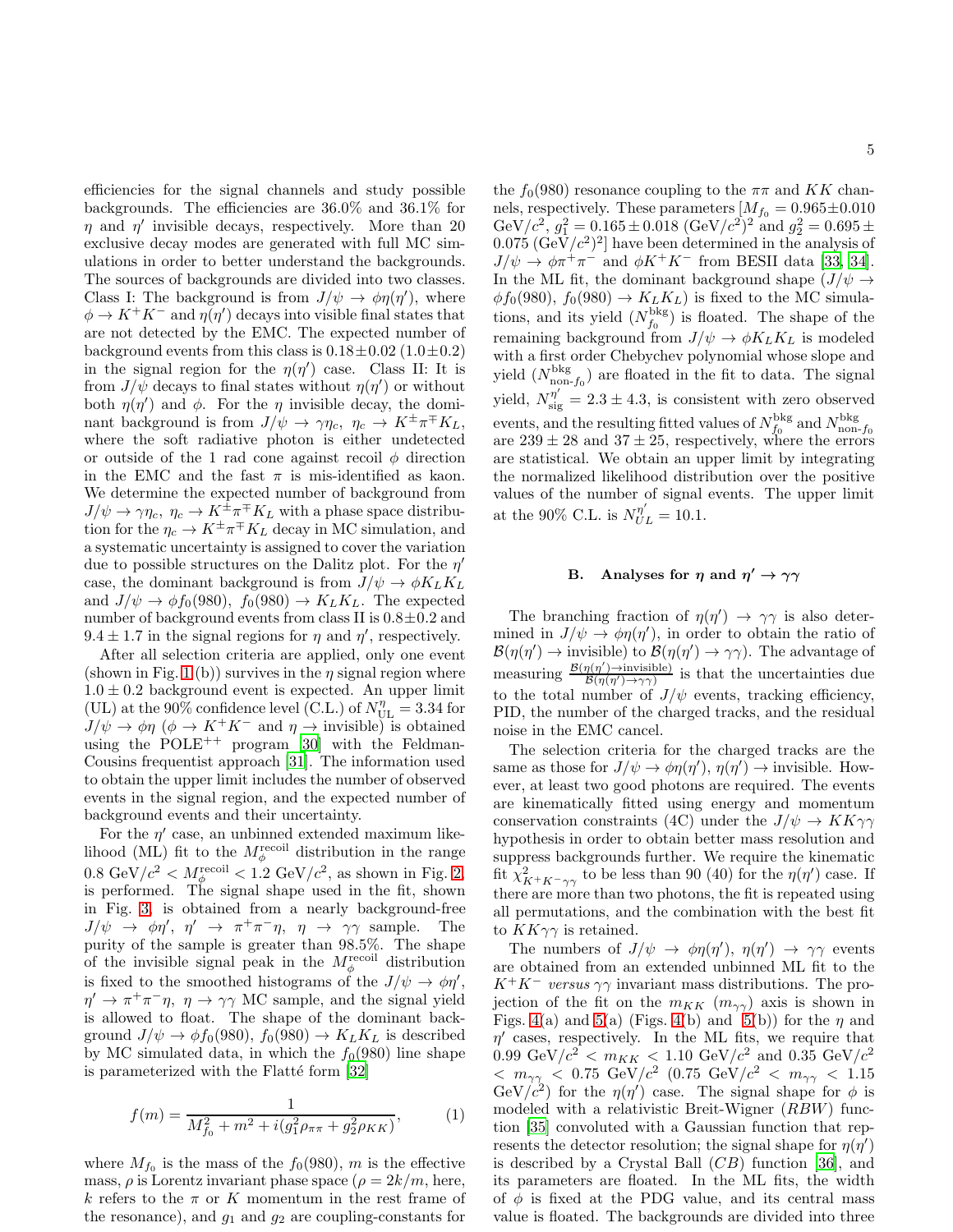efficiencies for the signal channels and study possible backgrounds. The efficiencies are 36.0% and 36.1% for $\eta$ and $\eta'$ invisible decays, respectively. More than 20 exclusive decay modes are generated with full MC simulations in order to better understand the backgrounds. The sources of backgrounds are divided into two classes. Class I: The background is from $J/\psi \to \phi\eta(\eta')$, where $\phi \to K^+K^-$ and $\eta(\eta')$ decays into visible final states that are not detected by the EMC. The expected number of background events from this class is $0.18\pm0.02$ ($1.0\pm0.2$) in the signal region for the $\eta(\eta')$ case. Class II: It is from $J/\psi$ decays to final states without $\eta(\eta')$ or without both $\eta(\eta')$ and $\phi$. For the $\eta$ invisible decay, the dominant background is from $J/\psi \to \gamma\eta_c$, $\eta_c \to K^\pm\pi^\mp K_L$, where the soft radiative photon is either undetected or outside of the 1 rad cone against recoil $\phi$ direction in the EMC and the fast $\pi$ is mis-identified as kaon. We determine the expected number of background from $J/\psi \to \gamma\eta_c$, $\eta_c \to K^\pm\pi^\mp K_L$ with a phase space distribution for the $\eta_c \to K^\pm\pi^\mp K_L$ decay in MC simulation, and a systematic uncertainty is assigned to cover the variation due to possible structures on the Dalitz plot. For the $\eta'$ case, the dominant background is from $J/\psi \to \phi K_L K_L$ and $J/\psi \to \phi f_0(980)$, $f_0(980) \to K_L K_L$. The expected number of background events from class II is $0.8\pm0.2$ and $9.4\pm1.7$ in the signal regions for $\eta$ and $\eta'$, respectively.

After all selection criteria are applied, only one event (shown in Fig. 1 (b)) survives in the $\eta$ signal region where $1.0\pm0.2$ background event is expected. An upper limit (UL) at the 90% confidence level (C.L.) of $N^{\eta}_{\rm UL} = 3.34$ for $J/\psi \to \phi\eta$ ($\phi \to K^+K^-$ and $\eta \to$ invisible) is obtained using the POLE$^{++}$ program [30] with the Feldman-Cousins frequentist approach [31]. The information used to obtain the upper limit includes the number of observed events in the signal region, and the expected number of background events and their uncertainty.

For the $\eta'$ case, an unbinned extended maximum likelihood (ML) fit to the $M^{\rm recoil}_{\phi}$ distribution in the range $0.8$ GeV/$c^2 < M^{\rm recoil}_{\phi} < 1.2$ GeV/$c^2$, as shown in Fig. 2, is performed. The signal shape used in the fit, shown in Fig. 3, is obtained from a nearly background-free $J/\psi \to \phi\eta'$, $\eta' \to \pi^+\pi^-\eta$, $\eta \to \gamma\gamma$ sample. The purity of the sample is greater than 98.5%. The shape of the invisible signal peak in the $M^{\rm recoil}_{\phi}$ distribution is fixed to the smoothed histograms of the $J/\psi \to \phi\eta'$, $\eta' \to \pi^+\pi^-\eta$, $\eta \to \gamma\gamma$ MC sample, and the signal yield is allowed to float. The shape of the dominant background $J/\psi \to \phi f_0(980)$, $f_0(980) \to K_L K_L$ is described by MC simulated data, in which the $f_0(980)$ line shape is parameterized with the Flatté form [32]

$$f(m) = \frac{1}{M^2_{f_0} + m^2 + i(g^2_1\rho_{\pi\pi} + g^2_2\rho_{KK})}, \qquad (1)$$

where $M_{f_0}$ is the mass of the $f_0(980)$, $m$ is the effective mass, $\rho$ is Lorentz invariant phase space ($\rho = 2k/m$, here, $k$ refers to the $\pi$ or $K$ momentum in the rest frame of the resonance), and $g_1$ and $g_2$ are coupling-constants for the $f_0(980)$ resonance coupling to the $\pi\pi$ and $KK$ channels, respectively. These parameters [$M_{f_0} = 0.965\pm0.010$ GeV/$c^2$, $g^2_1 = 0.165\pm0.018$ (GeV/$c^2$)$^2$ and $g^2_2 = 0.695\pm0.075$ (GeV/$c^2$)$^2$] have been determined in the analysis of $J/\psi \to \phi\pi^+\pi^-$ and $\phi K^+K^-$ from BESII data [33, 34]. In the ML fit, the dominant background shape ($J/\psi \to \phi f_0(980)$, $f_0(980) \to K_L K_L$) is fixed to the MC simulations, and its yield ($N^{\rm bkg}_{f_0}$) is floated. The shape of the remaining background from $J/\psi \to \phi K_L K_L$ is modeled with a first order Chebychev polynomial whose slope and yield ($N^{\rm bkg}_{\text{non-}f_0}$) are floated in the fit to data. The signal yield, $N^{\eta'}_{\rm sig} = 2.3\pm4.3$, is consistent with zero observed events, and the resulting fitted values of $N^{\rm bkg}_{f_0}$ and $N^{\rm bkg}_{\text{non-}f_0}$ are $239\pm28$ and $37\pm25$, respectively, where the errors are statistical. We obtain an upper limit by integrating the normalized likelihood distribution over the positive values of the number of signal events. The upper limit at the 90% C.L. is $N^{\eta'}_{UL} = 10.1$.

### B. Analyses for $\eta$ and $\eta' \to \gamma\gamma$

The branching fraction of $\eta(\eta') \to \gamma\gamma$ is also determined in $J/\psi \to \phi\eta(\eta')$, in order to obtain the ratio of $\mathcal{B}(\eta(\eta') \to \text{invisible})$ to $\mathcal{B}(\eta(\eta') \to \gamma\gamma)$. The advantage of measuring $\frac{\mathcal{B}(\eta(\eta')\to\text{invisible})}{\mathcal{B}(\eta(\eta')\to\gamma\gamma)}$ is that the uncertainties due to the total number of $J/\psi$ events, tracking efficiency, PID, the number of the charged tracks, and the residual noise in the EMC cancel.

The selection criteria for the charged tracks are the same as those for $J/\psi \to \phi\eta(\eta')$, $\eta(\eta') \to$ invisible. However, at least two good photons are required. The events are kinematically fitted using energy and momentum conservation constraints (4C) under the $J/\psi \to KK\gamma\gamma$ hypothesis in order to obtain better mass resolution and suppress backgrounds further. We require the kinematic fit $\chi^2_{K^+K^-\gamma\gamma}$ to be less than 90 (40) for the $\eta(\eta')$ case. If there are more than two photons, the fit is repeated using all permutations, and the combination with the best fit to $KK\gamma\gamma$ is retained.

The numbers of $J/\psi \to \phi\eta(\eta')$, $\eta(\eta') \to \gamma\gamma$ events are obtained from an extended unbinned ML fit to the $K^+K^-$ *versus* $\gamma\gamma$ invariant mass distributions. The projection of the fit on the $m_{KK}$ ($m_{\gamma\gamma}$) axis is shown in Figs. 4(a) and 5(a) (Figs. 4(b) and 5(b)) for the $\eta$ and $\eta'$ cases, respectively. In the ML fits, we require that $0.99$ GeV/$c^2 < m_{KK} < 1.10$ GeV/$c^2$ and $0.35$ GeV/$c^2 < m_{\gamma\gamma} < 0.75$ GeV/$c^2$ ($0.75$ GeV/$c^2 < m_{\gamma\gamma} < 1.15$ GeV/$c^2$) for the $\eta(\eta')$ case. The signal shape for $\phi$ is modeled with a relativistic Breit-Wigner ($RBW$) function [35] convoluted with a Gaussian function that represents the detector resolution; the signal shape for $\eta(\eta')$ is described by a Crystal Ball ($CB$) function [36], and its parameters are floated. In the ML fits, the width of $\phi$ is fixed at the PDG value, and its central mass value is floated. The backgrounds are divided into three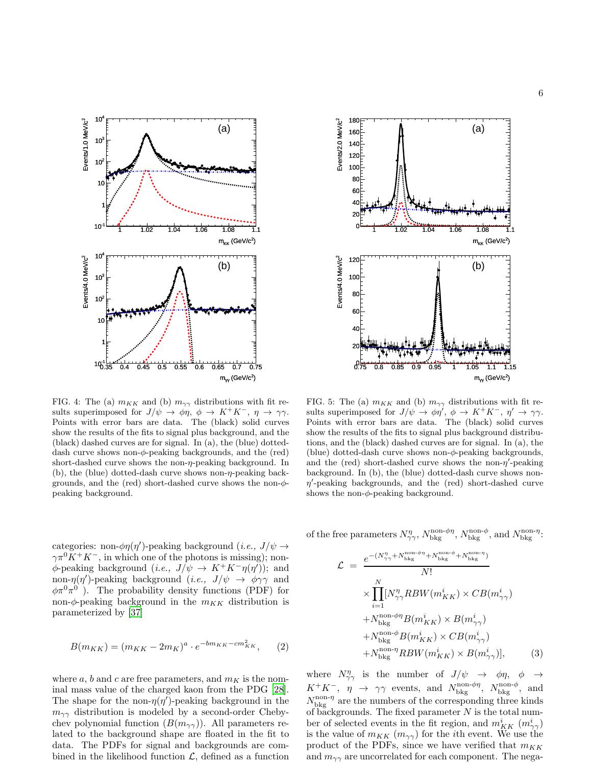FIG. 4: The (a) $m_{KK}$ and (b) $m_{\gamma\gamma}$ distributions with fit results superimposed for $J/\psi \to \phi\eta$, $\phi \to K^+K^-$, $\eta \to \gamma\gamma$. Points with error bars are data. The (black) solid curves show the results of the fits to signal plus background, and the (black) dashed curves are for signal. In (a), the (blue) dotted-dash curve shows non-$\phi$-peaking backgrounds, and the (red) short-dashed curve shows the non-$\eta$-peaking background. In (b), the (blue) dotted-dash curve shows non-$\eta$-peaking backgrounds, and the (red) short-dashed curve shows the non-$\phi$-peaking background.

FIG. 5: The (a) $m_{KK}$ and (b) $m_{\gamma\gamma}$ distributions with fit results superimposed for $J/\psi \to \phi\eta'$, $\phi \to K^+K^-$, $\eta' \to \gamma\gamma$. Points with error bars are data. The (black) solid curves show the results of the fits to signal plus background distributions, and the (black) dashed curves are for signal. In (a), the (blue) dotted-dash curve shows non-$\phi$-peaking backgrounds, and the (red) short-dashed curve shows the non-$\eta'$-peaking background. In (b), the (blue) dotted-dash curve shows non-$\eta'$-peaking backgrounds, and the (red) short-dashed curve shows the non-$\phi$-peaking background.

categories: non-$\phi\eta(\eta')$-peaking background (*i.e.,* $J/\psi \to \gamma\pi^0 K^+K^-$, in which one of the photons is missing); non-$\phi$-peaking background (*i.e.,* $J/\psi \to K^+K^-\eta(\eta')$); and non-$\eta(\eta')$-peaking background (*i.e.,* $J/\psi \to \phi\gamma\gamma$ and $\phi\pi^0\pi^0$ ). The probability density functions (PDF) for non-$\phi$-peaking background in the $m_{KK}$ distribution is parameterized by [37]

$$B(m_{KK}) = (m_{KK} - 2m_K)^a \cdot e^{-bm_{KK} - cm_{KK}^2}, \qquad (2)$$

where $a$, $b$ and $c$ are free parameters, and $m_K$ is the nominal mass value of the charged kaon from the PDG [28]. The shape for the non-$\eta(\eta')$-peaking background in the $m_{\gamma\gamma}$ distribution is modeled by a second-order Chebychev polynomial function ($B(m_{\gamma\gamma})$). All parameters related to the background shape are floated in the fit to data. The PDFs for signal and backgrounds are combined in the likelihood function $\mathcal{L}$, defined as a function of the free parameters $N^{\eta}_{\gamma\gamma}$, $N^{\text{non-}\phi\eta}_{\text{bkg}}$, $N^{\text{non-}\phi}_{\text{bkg}}$, and $N^{\text{non-}\eta}_{\text{bkg}}$:

$$\begin{aligned}
\mathcal{L} &= \frac{e^{-(N^{\eta}_{\gamma\gamma} + N^{\text{non-}\phi\eta}_{\text{bkg}} + N^{\text{non-}\phi}_{\text{bkg}} + N^{\text{non-}\eta}_{\text{bkg}})}}{N!} \\
&\times \prod_{i=1}^{N} [N^{\eta}_{\gamma\gamma} RBW(m^i_{KK}) \times CB(m^i_{\gamma\gamma}) \\
&+ N^{\text{non-}\phi\eta}_{\text{bkg}} B(m^i_{KK}) \times B(m^i_{\gamma\gamma}) \\
&+ N^{\text{non-}\phi}_{\text{bkg}} B(m^i_{KK}) \times CB(m^i_{\gamma\gamma}) \\
&+ N^{\text{non-}\eta}_{\text{bkg}} RBW(m^i_{KK}) \times B(m^i_{\gamma\gamma})], \qquad (3)
\end{aligned}$$

where $N^{\eta}_{\gamma\gamma}$ is the number of $J/\psi \to \phi\eta$, $\phi \to K^+K^-$, $\eta \to \gamma\gamma$ events, and $N^{\text{non-}\phi\eta}_{\text{bkg}}$, $N^{\text{non-}\phi}_{\text{bkg}}$, and $N^{\text{non-}\eta}_{\text{bkg}}$ are the numbers of the corresponding three kinds of backgrounds. The fixed parameter $N$ is the total number of selected events in the fit region, and $m^i_{KK}$ ($m^i_{\gamma\gamma}$) is the value of $m_{KK}$ ($m_{\gamma\gamma}$) for the $i$th event. We use the product of the PDFs, since we have verified that $m_{KK}$ and $m_{\gamma\gamma}$ are uncorrelated for each component. The nega-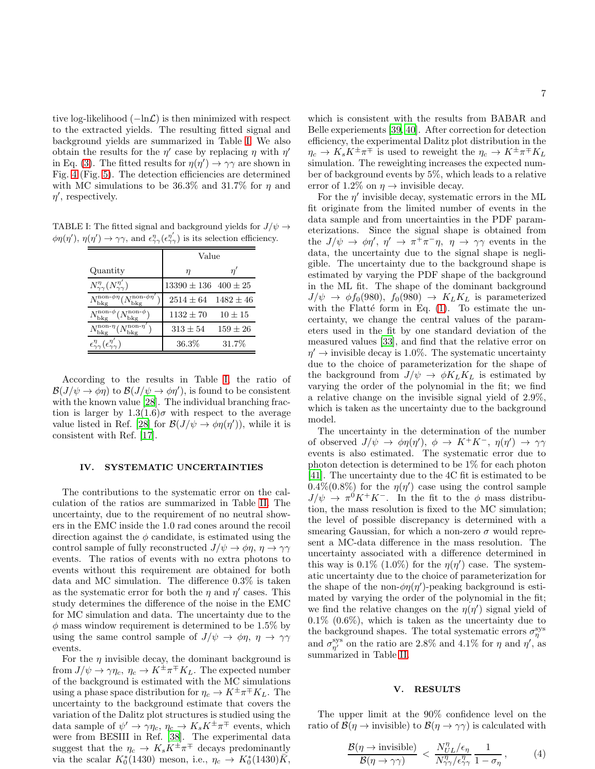tive log-likelihood ($-\ln\mathcal{L}$) is then minimized with respect to the extracted yields. The resulting fitted signal and background yields are summarized in Table I. We also obtain the results for the $\eta'$ case by replacing $\eta$ with $\eta'$ in Eq. (3). The fitted results for $\eta(\eta') \to \gamma\gamma$ are shown in Fig. 4 (Fig. 5). The detection efficiencies are determined with MC simulations to be 36.3% and 31.7% for $\eta$ and $\eta'$, respectively.

TABLE I: The fitted signal and background yields for $J/\psi \to \phi\eta(\eta')$, $\eta(\eta') \to \gamma\gamma$, and $\epsilon^{\eta}_{\gamma\gamma}(\epsilon^{\eta'}_{\gamma\gamma})$ is its selection efficiency.

| Quantity | Value | |
|---|---|---|
| | $\eta$ | $\eta'$ |
| $N^{\eta}_{\gamma\gamma}(N^{\eta'}_{\gamma\gamma})$ | $13390 \pm 136$ | $400 \pm 25$ |
| $N^{\text{non-}\phi\eta}_{\text{bkg}}(N^{\text{non-}\phi\eta'}_{\text{bkg}})$ | $2514 \pm 64$ | $1482 \pm 46$ |
| $N^{\text{non-}\phi}_{\text{bkg}}(N^{\text{non-}\phi}_{\text{bkg}})$ | $1132 \pm 70$ | $10 \pm 15$ |
| $N^{\text{non-}\eta}_{\text{bkg}}(N^{\text{non-}\eta'}_{\text{bkg}})$ | $313 \pm 54$ | $159 \pm 26$ |
| $\epsilon^{\eta}_{\gamma\gamma}(\epsilon^{\eta'}_{\gamma\gamma})$ | 36.3% | 31.7% |

According to the results in Table I, the ratio of $\mathcal{B}(J/\psi \to \phi\eta)$ to $\mathcal{B}(J/\psi \to \phi\eta')$, is found to be consistent with the known value [28]. The individual branching fraction is larger by $1.3(1.6)\sigma$ with respect to the average value listed in Ref. [28] for $\mathcal{B}(J/\psi \to \phi\eta(\eta'))$, while it is consistent with Ref. [17].

## IV. SYSTEMATIC UNCERTAINTIES

The contributions to the systematic error on the calculation of the ratios are summarized in Table II. The uncertainty, due to the requirement of no neutral showers in the EMC inside the 1.0 rad cones around the recoil direction against the $\phi$ candidate, is estimated using the control sample of fully reconstructed $J/\psi \to \phi\eta$, $\eta \to \gamma\gamma$ events. The ratios of events with no extra photons to events without this requirement are obtained for both data and MC simulation. The difference 0.3% is taken as the systematic error for both the $\eta$ and $\eta'$ cases. This study determines the difference of the noise in the EMC for MC simulation and data. The uncertainty due to the $\phi$ mass window requirement is determined to be 1.5% by using the same control sample of $J/\psi \to \phi\eta$, $\eta \to \gamma\gamma$ events.

For the $\eta$ invisible decay, the dominant background is from $J/\psi \to \gamma\eta_c$, $\eta_c \to K^{\pm}\pi^{\mp}K_L$. The expected number of the background is estimated with the MC simulations using a phase space distribution for $\eta_c \to K^{\pm}\pi^{\mp}K_L$. The uncertainty to the background estimate that covers the variation of the Dalitz plot structures is studied using the data sample of $\psi' \to \gamma\eta_c$, $\eta_c \to K_s K^{\pm}\pi^{\mp}$ events, which were from BESIII in Ref. [38]. The experimental data suggest that the $\eta_c \to K_s K^{\pm}\pi^{\mp}$ decays predominantly via the scalar $K_0^*(1430)$ meson, i.e., $\eta_c \to K_0^*(1430)\bar{K}$, which is consistent with the results from BABAR and Belle experiements [39, 40]. After correction for detection efficiency, the experimental Dalitz plot distribution in the $\eta_c \to K_s K^{\pm}\pi^{\mp}$ is used to reweight the $\eta_c \to K^{\pm}\pi^{\mp}K_L$ simulation. The reweighting increases the expected number of background events by 5%, which leads to a relative error of 1.2% on $\eta \to$ invisible decay.

For the $\eta'$ invisible decay, systematic errors in the ML fit originate from the limited number of events in the data sample and from uncertainties in the PDF parameterizations. Since the signal shape is obtained from the $J/\psi \to \phi\eta'$, $\eta' \to \pi^+\pi^-\eta$, $\eta \to \gamma\gamma$ events in the data, the uncertainty due to the signal shape is negligible. The uncertainty due to the background shape is estimated by varying the PDF shape of the background in the ML fit. The shape of the dominant background $J/\psi \to \phi f_0(980)$, $f_0(980) \to K_L K_L$ is parameterized with the Flatté form in Eq. (1). To estimate the uncertainty, we change the central values of the parameters used in the fit by one standard deviation of the measured values [33], and find that the relative error on $\eta' \to$ invisible decay is 1.0%. The systematic uncertainty due to the choice of parameterization for the shape of the background from $J/\psi \to \phi K_L K_L$ is estimated by varying the order of the polynomial in the fit; we find a relative change on the invisible signal yield of 2.9%, which is taken as the uncertainty due to the background model.

The uncertainty in the determination of the number of observed $J/\psi \to \phi\eta(\eta')$, $\phi \to K^+K^-$, $\eta(\eta') \to \gamma\gamma$ events is also estimated. The systematic error due to photon detection is determined to be 1% for each photon [41]. The uncertainty due to the 4C fit is estimated to be 0.4%(0.8%) for the $\eta(\eta')$ case using the control sample $J/\psi \to \pi^0 K^+K^-$. In the fit to the $\phi$ mass distribution, the mass resolution is fixed to the MC simulation; the level of possible discrepancy is determined with a smearing Gaussian, for which a non-zero $\sigma$ would represent a MC-data difference in the mass resolution. The uncertainty associated with a difference determined in this way is 0.1% (1.0%) for the $\eta(\eta')$ case. The systematic uncertainty due to the choice of parameterization for the shape of the non-$\phi\eta(\eta')$-peaking background is estimated by varying the order of the polynomial in the fit; we find the relative changes on the $\eta(\eta')$ signal yield of 0.1% (0.6%), which is taken as the uncertainty due to the background shapes. The total systematic errors $\sigma^{\text{sys}}_{\eta}$ and $\sigma^{\text{sys}}_{\eta'}$ on the ratio are 2.8% and 4.1% for $\eta$ and $\eta'$, as summarized in Table II.

## V. RESULTS

The upper limit at the 90% confidence level on the ratio of $\mathcal{B}(\eta \to \text{invisible})$ to $\mathcal{B}(\eta \to \gamma\gamma)$ is calculated with

$$\frac{\mathcal{B}(\eta \to \text{invisible})}{\mathcal{B}(\eta \to \gamma\gamma)} < \frac{N^{\eta}_{UL}/\epsilon_{\eta}}{N^{\eta}_{\gamma\gamma}/\epsilon^{\eta}_{\gamma\gamma}} \frac{1}{1-\sigma_{\eta}}, \tag{4}$$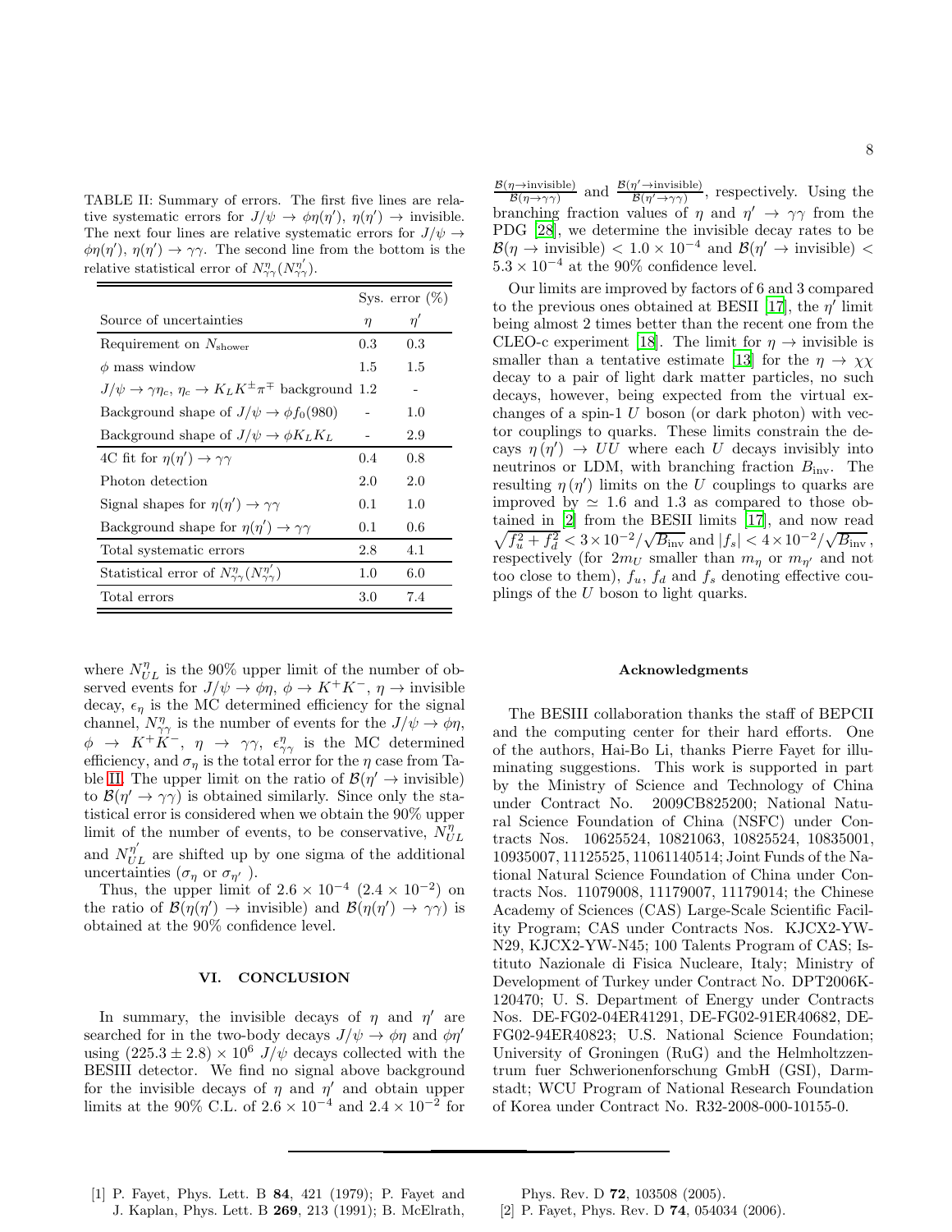TABLE II: Summary of errors. The first five lines are relative systematic errors for $J/\psi \to \phi\eta(\eta')$, $\eta(\eta') \to$ invisible. The next four lines are relative systematic errors for $J/\psi \to \phi\eta(\eta')$, $\eta(\eta') \to \gamma\gamma$. The second line from the bottom is the relative statistical error of $N_{\gamma\gamma}(N_{\gamma\gamma}^{\eta'})$.

| Source of uncertainties | Sys. error (%) $\eta$ | $\eta'$ |
|---|---|---|
| Requirement on $N_{\rm shower}$ | 0.3 | 0.3 |
| $\phi$ mass window | 1.5 | 1.5 |
| $J/\psi \to \gamma\eta_c$, $\eta_c \to K_L K^{\pm}\pi^{\mp}$ background | 1.2 | - |
| Background shape of $J/\psi \to \phi f_0(980)$ | - | 1.0 |
| Background shape of $J/\psi \to \phi K_L K_L$ | - | 2.9 |
| 4C fit for $\eta(\eta') \to \gamma\gamma$ | 0.4 | 0.8 |
| Photon detection | 2.0 | 2.0 |
| Signal shapes for $\eta(\eta') \to \gamma\gamma$ | 0.1 | 1.0 |
| Background shape for $\eta(\eta') \to \gamma\gamma$ | 0.1 | 0.6 |
| Total systematic errors | 2.8 | 4.1 |
| Statistical error of $N^{\eta}_{\gamma\gamma}(N^{\eta'}_{\gamma\gamma})$ | 1.0 | 6.0 |
| Total errors | 3.0 | 7.4 |

where $N^{\eta}_{UL}$ is the 90% upper limit of the number of observed events for $J/\psi \to \phi\eta$, $\phi \to K^+K^-$, $\eta \to$ invisible decay, $\epsilon_\eta$ is the MC determined efficiency for the signal channel, $N^{\eta}_{\gamma\gamma}$ is the number of events for the $J/\psi \to \phi\eta$, $\phi \to K^+K^-$, $\eta \to \gamma\gamma$, $\epsilon^{\eta}_{\gamma\gamma}$ is the MC determined efficiency, and $\sigma_\eta$ is the total error for the $\eta$ case from Table II. The upper limit on the ratio of $\mathcal{B}(\eta' \to \text{invisible})$ to $\mathcal{B}(\eta' \to \gamma\gamma)$ is obtained similarly. Since only the statistical error is considered when we obtain the 90% upper limit of the number of events, to be conservative, $N^{\eta}_{UL}$ and $N^{\eta'}_{UL}$ are shifted up by one sigma of the additional uncertainties ($\sigma_\eta$ or $\sigma_{\eta'}$).

Thus, the upper limit of $2.6 \times 10^{-4}$ ($2.4 \times 10^{-2}$) on the ratio of $\mathcal{B}(\eta(\eta') \to \text{invisible})$ and $\mathcal{B}(\eta(\eta') \to \gamma\gamma)$ is obtained at the 90% confidence level.

## VI. CONCLUSION

In summary, the invisible decays of $\eta$ and $\eta'$ are searched for in the two-body decays $J/\psi \to \phi\eta$ and $\phi\eta'$ using $(225.3 \pm 2.8) \times 10^6$ $J/\psi$ decays collected with the BESIII detector. We find no signal above background for the invisible decays of $\eta$ and $\eta'$ and obtain upper limits at the 90% C.L. of $2.6 \times 10^{-4}$ and $2.4 \times 10^{-2}$ for $\frac{\mathcal{B}(\eta\to\text{invisible})}{\mathcal{B}(\eta\to\gamma\gamma)}$ and $\frac{\mathcal{B}(\eta'\to\text{invisible})}{\mathcal{B}(\eta'\to\gamma\gamma)}$, respectively. Using the branching fraction values of $\eta$ and $\eta' \to \gamma\gamma$ from the PDG [28], we determine the invisible decay rates to be $\mathcal{B}(\eta \to \text{invisible}) < 1.0 \times 10^{-4}$ and $\mathcal{B}(\eta' \to \text{invisible}) < 5.3 \times 10^{-4}$ at the 90% confidence level.

Our limits are improved by factors of 6 and 3 compared to the previous ones obtained at BESII [17], the $\eta'$ limit being almost 2 times better than the recent one from the CLEO-c experiment [18]. The limit for $\eta \to$ invisible is smaller than a tentative estimate [13] for the $\eta \to \chi\chi$ decay to a pair of light dark matter particles, no such decays, however, being expected from the virtual exchanges of a spin-1 $U$ boson (or dark photon) with vector couplings to quarks. These limits constrain the decays $\eta\,(\eta') \to UU$ where each $U$ decays invisibly into neutrinos or LDM, with branching fraction $B_{\rm inv}$. The resulting $\eta\,(\eta')$ limits on the $U$ couplings to quarks are improved by $\simeq 1.6$ and 1.3 as compared to those obtained in [2] from the BESII limits [17], and now read $\sqrt{f_u^2 + f_d^2} < 3\times 10^{-2}/\sqrt{B_{\rm inv}}$ and $|f_s| < 4\times 10^{-2}/\sqrt{B_{\rm inv}}$, respectively (for $2m_U$ smaller than $m_\eta$ or $m_{\eta'}$ and not too close to them), $f_u$, $f_d$ and $f_s$ denoting effective couplings of the $U$ boson to light quarks.

### Acknowledgments

The BESIII collaboration thanks the staff of BEPCII and the computing center for their hard efforts. One of the authors, Hai-Bo Li, thanks Pierre Fayet for illuminating suggestions. This work is supported in part by the Ministry of Science and Technology of China under Contract No. 2009CB825200; National Natural Science Foundation of China (NSFC) under Contracts Nos. 10625524, 10821063, 10825524, 10835001, 10935007, 11125525, 11061140514; Joint Funds of the National Natural Science Foundation of China under Contracts Nos. 11079008, 11179007, 11179014; the Chinese Academy of Sciences (CAS) Large-Scale Scientific Facility Program; CAS under Contracts Nos. KJCX2-YW-N29, KJCX2-YW-N45; 100 Talents Program of CAS; Istituto Nazionale di Fisica Nucleare, Italy; Ministry of Development of Turkey under Contract No. DPT2006K-120470; U. S. Department of Energy under Contracts Nos. DE-FG02-04ER41291, DE-FG02-91ER40682, DE-FG02-94ER40823; U.S. National Science Foundation; University of Groningen (RuG) and the Helmholtzzentrum fuer Schwerionenforschung GmbH (GSI), Darmstadt; WCU Program of National Research Foundation of Korea under Contract No. R32-2008-000-10155-0.

---

[1] P. Fayet, Phys. Lett. B **84**, 421 (1979); P. Fayet and J. Kaplan, Phys. Lett. B **269**, 213 (1991); B. McElrath, Phys. Rev. D **72**, 103508 (2005).

[2] P. Fayet, Phys. Rev. D **74**, 054034 (2006).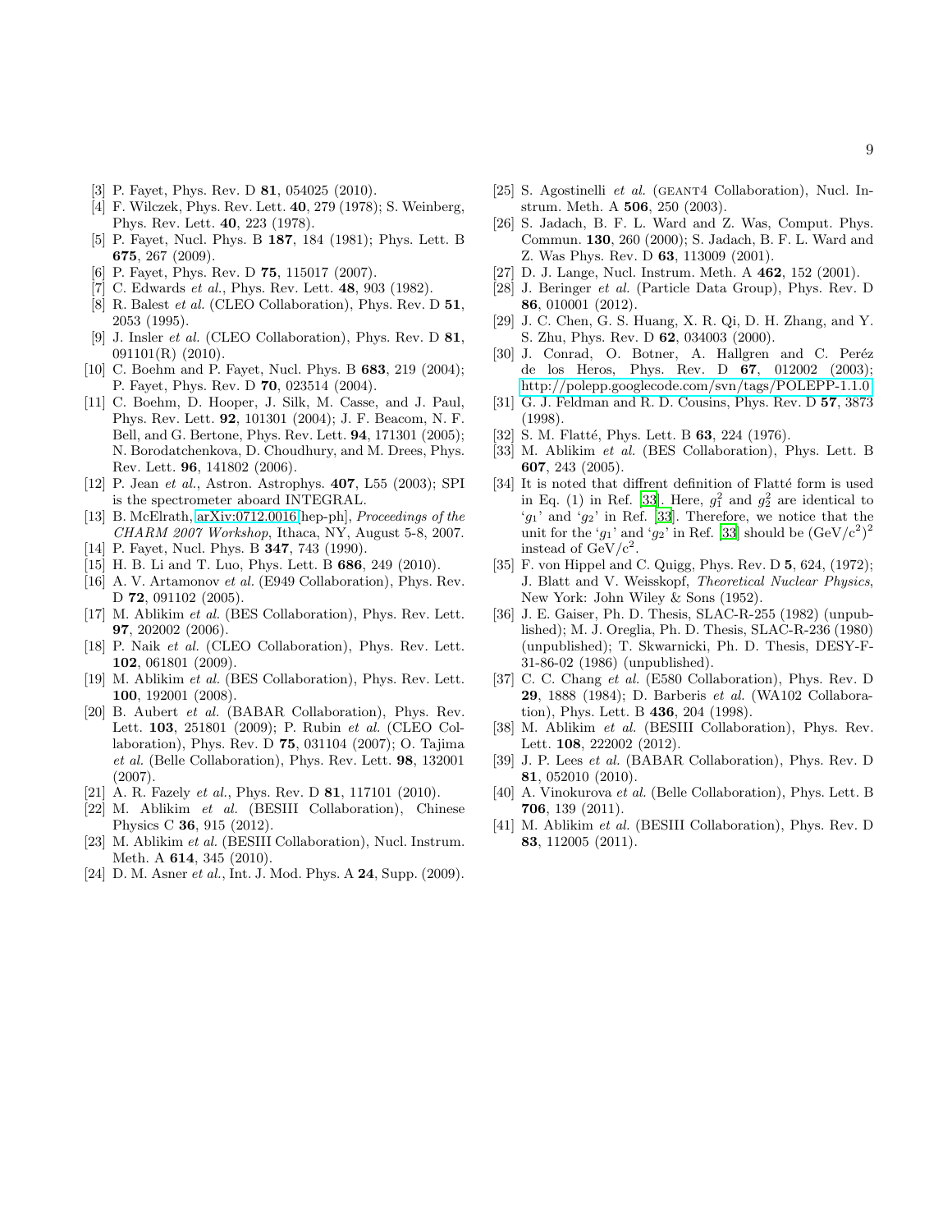[3] P. Fayet, Phys. Rev. D **81**, 054025 (2010).

[4] F. Wilczek, Phys. Rev. Lett. **40**, 279 (1978); S. Weinberg, Phys. Rev. Lett. **40**, 223 (1978).

[5] P. Fayet, Nucl. Phys. B **187**, 184 (1981); Phys. Lett. B **675**, 267 (2009).

[6] P. Fayet, Phys. Rev. D **75**, 115017 (2007).

[7] C. Edwards *et al.*, Phys. Rev. Lett. **48**, 903 (1982).

[8] R. Balest *et al.* (CLEO Collaboration), Phys. Rev. D **51**, 2053 (1995).

[9] J. Insler *et al.* (CLEO Collaboration), Phys. Rev. D **81**, 091101(R) (2010).

[10] C. Boehm and P. Fayet, Nucl. Phys. B **683**, 219 (2004); P. Fayet, Phys. Rev. D **70**, 023514 (2004).

[11] C. Boehm, D. Hooper, J. Silk, M. Casse, and J. Paul, Phys. Rev. Lett. **92**, 101301 (2004); J. F. Beacom, N. F. Bell, and G. Bertone, Phys. Rev. Lett. **94**, 171301 (2005); N. Borodatchenkova, D. Choudhury, and M. Drees, Phys. Rev. Lett. **96**, 141802 (2006).

[12] P. Jean *et al.*, Astron. Astrophys. **407**, L55 (2003); SPI is the spectrometer aboard INTEGRAL.

[13] B. McElrath, arXiv:0712.0016[hep-ph], *Proceedings of the CHARM 2007 Workshop*, Ithaca, NY, August 5-8, 2007.

[14] P. Fayet, Nucl. Phys. B **347**, 743 (1990).

[15] H. B. Li and T. Luo, Phys. Lett. B **686**, 249 (2010).

[16] A. V. Artamonov *et al.* (E949 Collaboration), Phys. Rev. D **72**, 091102 (2005).

[17] M. Ablikim *et al.* (BES Collaboration), Phys. Rev. Lett. **97**, 202002 (2006).

[18] P. Naik *et al.* (CLEO Collaboration), Phys. Rev. Lett. **102**, 061801 (2009).

[19] M. Ablikim *et al.* (BES Collaboration), Phys. Rev. Lett. **100**, 192001 (2008).

[20] B. Aubert *et al.* (BABAR Collaboration), Phys. Rev. Lett. **103**, 251801 (2009); P. Rubin *et al.* (CLEO Collaboration), Phys. Rev. D **75**, 031104 (2007); O. Tajima *et al.* (Belle Collaboration), Phys. Rev. Lett. **98**, 132001 (2007).

[21] A. R. Fazely *et al.*, Phys. Rev. D **81**, 117101 (2010).

[22] M. Ablikim *et al.* (BESIII Collaboration), Chinese Physics C **36**, 915 (2012).

[23] M. Ablikim *et al.* (BESIII Collaboration), Nucl. Instrum. Meth. A **614**, 345 (2010).

[24] D. M. Asner *et al.*, Int. J. Mod. Phys. A **24**, Supp. (2009).

[25] S. Agostinelli *et al.* (GEANT4 Collaboration), Nucl. Instrum. Meth. A **506**, 250 (2003).

[26] S. Jadach, B. F. L. Ward and Z. Was, Comput. Phys. Commun. **130**, 260 (2000); S. Jadach, B. F. L. Ward and Z. Was Phys. Rev. D **63**, 113009 (2001).

[27] D. J. Lange, Nucl. Instrum. Meth. A **462**, 152 (2001).

[28] J. Beringer *et al.* (Particle Data Group), Phys. Rev. D **86**, 010001 (2012).

[29] J. C. Chen, G. S. Huang, X. R. Qi, D. H. Zhang, and Y. S. Zhu, Phys. Rev. D **62**, 034003 (2000).

[30] J. Conrad, O. Botner, A. Hallgren and C. Peréz de los Heros, Phys. Rev. D **67**, 012002 (2003); http://polepp.googlecode.com/svn/tags/POLEPP-1.1.0

[31] G. J. Feldman and R. D. Cousins, Phys. Rev. D **57**, 3873 (1998).

[32] S. M. Flatté, Phys. Lett. B **63**, 224 (1976).

[33] M. Ablikim *et al.* (BES Collaboration), Phys. Lett. B **607**, 243 (2005).

[34] It is noted that diffrent definition of Flatté form is used in Eq. (1) in Ref. [33]. Here, $g_1^2$ and $g_2^2$ are identical to '$g_1$' and '$g_2$' in Ref. [33]. Therefore, we notice that the unit for the '$g_1$' and '$g_2$' in Ref. [33] should be $(\mathrm{GeV}/c^2)^2$ instead of $\mathrm{GeV}/c^2$.

[35] F. von Hippel and C. Quigg, Phys. Rev. D **5**, 624, (1972); J. Blatt and V. Weisskopf, *Theoretical Nuclear Physics*, New York: John Wiley & Sons (1952).

[36] J. E. Gaiser, Ph. D. Thesis, SLAC-R-255 (1982) (unpublished); M. J. Oreglia, Ph. D. Thesis, SLAC-R-236 (1980) (unpublished); T. Skwarnicki, Ph. D. Thesis, DESY-F-31-86-02 (1986) (unpublished).

[37] C. C. Chang *et al.* (E580 Collaboration), Phys. Rev. D **29**, 1888 (1984); D. Barberis *et al.* (WA102 Collaboration), Phys. Lett. B **436**, 204 (1998).

[38] M. Ablikim *et al.* (BESIII Collaboration), Phys. Rev. Lett. **108**, 222002 (2012).

[39] J. P. Lees *et al.* (BABAR Collaboration), Phys. Rev. D **81**, 052010 (2010).

[40] A. Vinokurova *et al.* (Belle Collaboration), Phys. Lett. B **706**, 139 (2011).

[41] M. Ablikim *et al.* (BESIII Collaboration), Phys. Rev. D **83**, 112005 (2011).